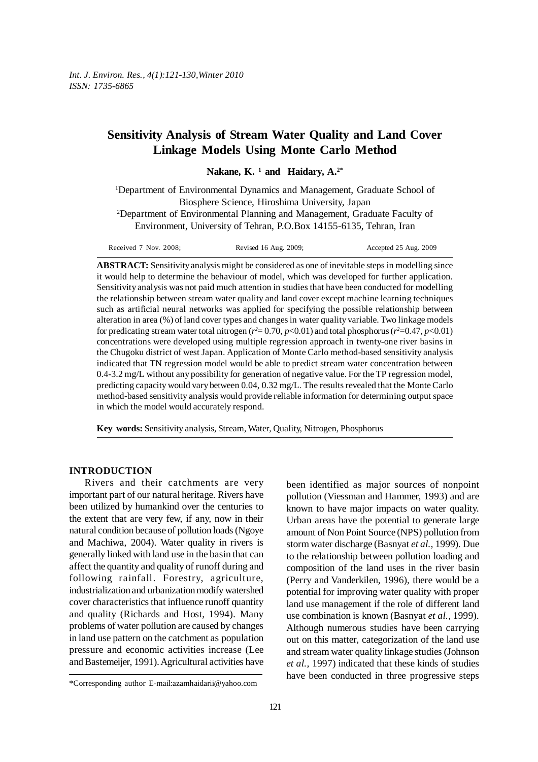# Sensitivity Analysis of Stream Water Quality and Land Cover Linkage Models Using Monte Carlo Method

**Nakane, K.** [1] **and Haidary, A.**[2*]

[1]Department of Environmental Dynamics and Management, Graduate School of Biosphere Science, Hiroshima University, Japan

[2]Department of Environmental Planning and Management, Graduate Faculty of Environment, University of Tehran, P.O.Box 14155-6135, Tehran, Iran

Received 7 Nov. 2008; Revised 16 Aug. 2009; Accepted 25 Aug. 2009

**ABSTRACT:** Sensitivity analysis might be considered as one of inevitable steps in modelling since it would help to determine the behaviour of model, which was developed for further application. Sensitivity analysis was not paid much attention in studies that have been conducted for modelling the relationship between stream water quality and land cover except machine learning techniques such as artificial neural networks was applied for specifying the possible relationship between alteration in area (%) of land cover types and changes in water quality variable. Two linkage models for predicating stream water total nitrogen ($r^2$= 0.70, $p$<0.01) and total phosphorus ($r^2$=0.47, $p$<0.01) concentrations were developed using multiple regression approach in twenty-one river basins in the Chugoku district of west Japan. Application of Monte Carlo method-based sensitivity analysis indicated that TN regression model would be able to predict stream water concentration between 0.4-3.2 mg/L without any possibility for generation of negative value. For the TP regression model, predicting capacity would vary between 0.04, 0.32 mg/L. The results revealed that the Monte Carlo method-based sensitivity analysis would provide reliable information for determining output space in which the model would accurately respond.

**Key words:** Sensitivity analysis, Stream, Water, Quality, Nitrogen, Phosphorus

## INTRODUCTION

Rivers and their catchments are very important part of our natural heritage. Rivers have been utilized by humankind over the centuries to the extent that are very few, if any, now in their natural condition because of pollution loads (Ngoye and Machiwa, 2004). Water quality in rivers is generally linked with land use in the basin that can affect the quantity and quality of runoff during and following rainfall. Forestry, agriculture, industrialization and urbanization modify watershed cover characteristics that influence runoff quantity and quality (Richards and Host, 1994). Many problems of water pollution are caused by changes in land use pattern on the catchment as population pressure and economic activities increase (Lee and Bastemeijer, 1991). Agricultural activities have been identified as major sources of nonpoint pollution (Viessman and Hammer, 1993) and are known to have major impacts on water quality. Urban areas have the potential to generate large amount of Non Point Source (NPS) pollution from storm water discharge (Basnyat *et al.*, 1999). Due to the relationship between pollution loading and composition of the land uses in the river basin (Perry and Vanderkilen, 1996), there would be a potential for improving water quality with proper land use management if the role of different land use combination is known (Basnyat *et al.*, 1999). Although numerous studies have been carrying out on this matter, categorization of the land use and stream water quality linkage studies (Johnson *et al.*, 1997) indicated that these kinds of studies have been conducted in three progressive steps

*Corresponding author E-mail:azamhaidarii@yahoo.com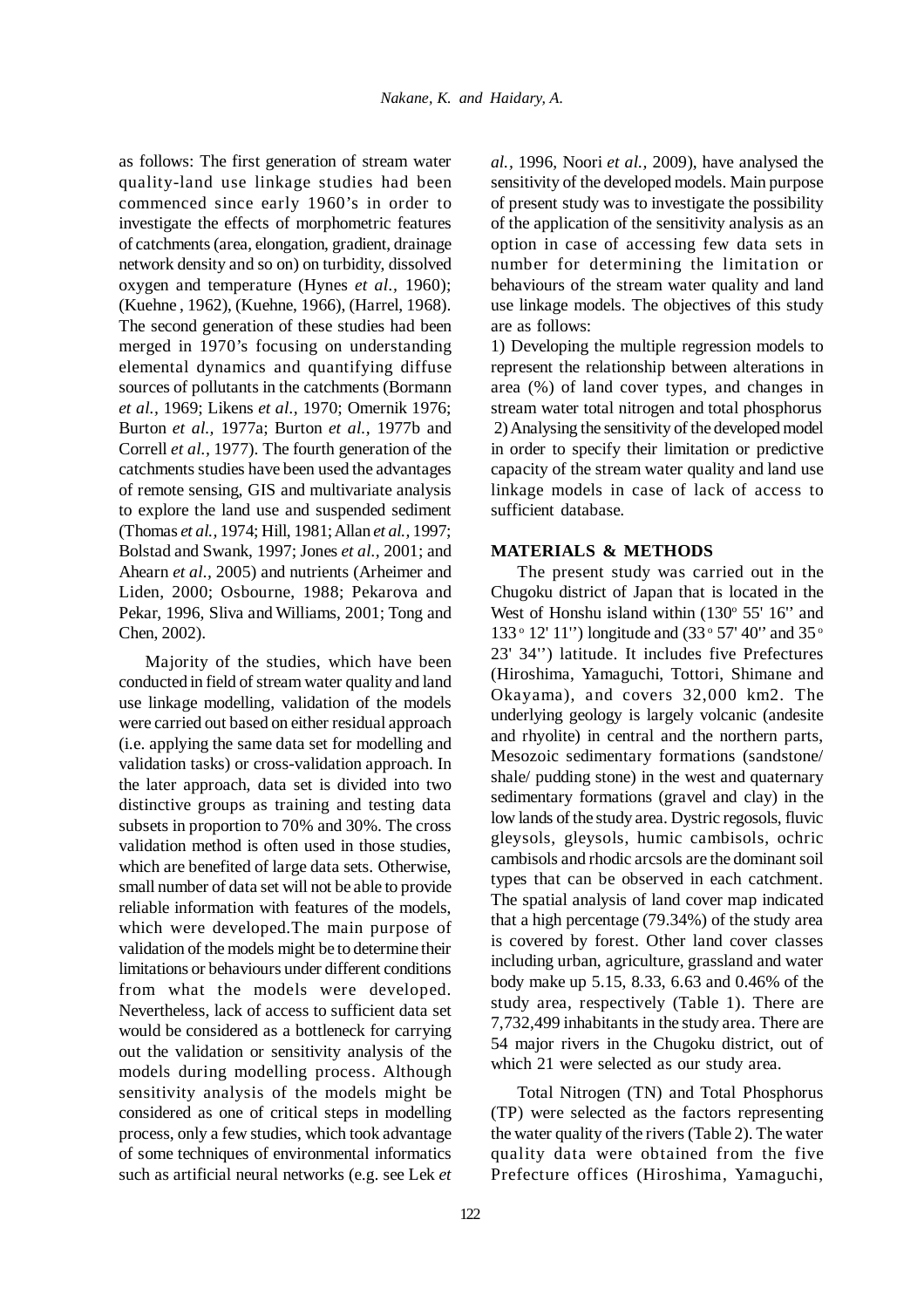as follows: The first generation of stream water quality-land use linkage studies had been commenced since early 1960's in order to investigate the effects of morphometric features of catchments (area, elongation, gradient, drainage network density and so on) on turbidity, dissolved oxygen and temperature (Hynes *et al.,* 1960); (Kuehne , 1962), (Kuehne, 1966), (Harrel, 1968). The second generation of these studies had been merged in 1970's focusing on understanding elemental dynamics and quantifying diffuse sources of pollutants in the catchments (Bormann *et al.,* 1969; Likens *et al.,* 1970; Omernik 1976; Burton *et al.,* 1977a; Burton *et al.,* 1977b and Correll *et al.,* 1977). The fourth generation of the catchments studies have been used the advantages of remote sensing, GIS and multivariate analysis to explore the land use and suspended sediment (Thomas *et al.,* 1974; Hill, 1981; Allan *et al.,* 1997; Bolstad and Swank, 1997; Jones *et al.,* 2001; and Ahearn *et al.,* 2005) and nutrients (Arheimer and Liden, 2000; Osbourne, 1988; Pekarova and Pekar, 1996, Sliva and Williams, 2001; Tong and Chen, 2002).

Majority of the studies, which have been conducted in field of stream water quality and land use linkage modelling, validation of the models were carried out based on either residual approach (i.e. applying the same data set for modelling and validation tasks) or cross-validation approach. In the later approach, data set is divided into two distinctive groups as training and testing data subsets in proportion to 70% and 30%. The cross validation method is often used in those studies, which are benefited of large data sets. Otherwise, small number of data set will not be able to provide reliable information with features of the models, which were developed.The main purpose of validation of the models might be to determine their limitations or behaviours under different conditions from what the models were developed. Nevertheless, lack of access to sufficient data set would be considered as a bottleneck for carrying out the validation or sensitivity analysis of the models during modelling process. Although sensitivity analysis of the models might be considered as one of critical steps in modelling process, only a few studies, which took advantage of some techniques of environmental informatics such as artificial neural networks (e.g. see Lek *et al.,* 1996, Noori *et al.,* 2009), have analysed the sensitivity of the developed models. Main purpose of present study was to investigate the possibility of the application of the sensitivity analysis as an option in case of accessing few data sets in number for determining the limitation or behaviours of the stream water quality and land use linkage models. The objectives of this study are as follows:

1) Developing the multiple regression models to represent the relationship between alterations in area (%) of land cover types, and changes in stream water total nitrogen and total phosphorus
2) Analysing the sensitivity of the developed model in order to specify their limitation or predictive capacity of the stream water quality and land use linkage models in case of lack of access to sufficient database.

## MATERIALS & METHODS

The present study was carried out in the Chugoku district of Japan that is located in the West of Honshu island within (130° 55' 16'' and 133° 12' 11'') longitude and (33° 57' 40'' and 35° 23' 34'') latitude. It includes five Prefectures (Hiroshima, Yamaguchi, Tottori, Shimane and Okayama), and covers 32,000 km2. The underlying geology is largely volcanic (andesite and rhyolite) in central and the northern parts, Mesozoic sedimentary formations (sandstone/ shale/ pudding stone) in the west and quaternary sedimentary formations (gravel and clay) in the low lands of the study area. Dystric regosols, fluvic gleysols, gleysols, humic cambisols, ochric cambisols and rhodic arcsols are the dominant soil types that can be observed in each catchment. The spatial analysis of land cover map indicated that a high percentage (79.34%) of the study area is covered by forest. Other land cover classes including urban, agriculture, grassland and water body make up 5.15, 8.33, 6.63 and 0.46% of the study area, respectively (Table 1). There are 7,732,499 inhabitants in the study area. There are 54 major rivers in the Chugoku district, out of which 21 were selected as our study area.

Total Nitrogen (TN) and Total Phosphorus (TP) were selected as the factors representing the water quality of the rivers (Table 2). The water quality data were obtained from the five Prefecture offices (Hiroshima, Yamaguchi,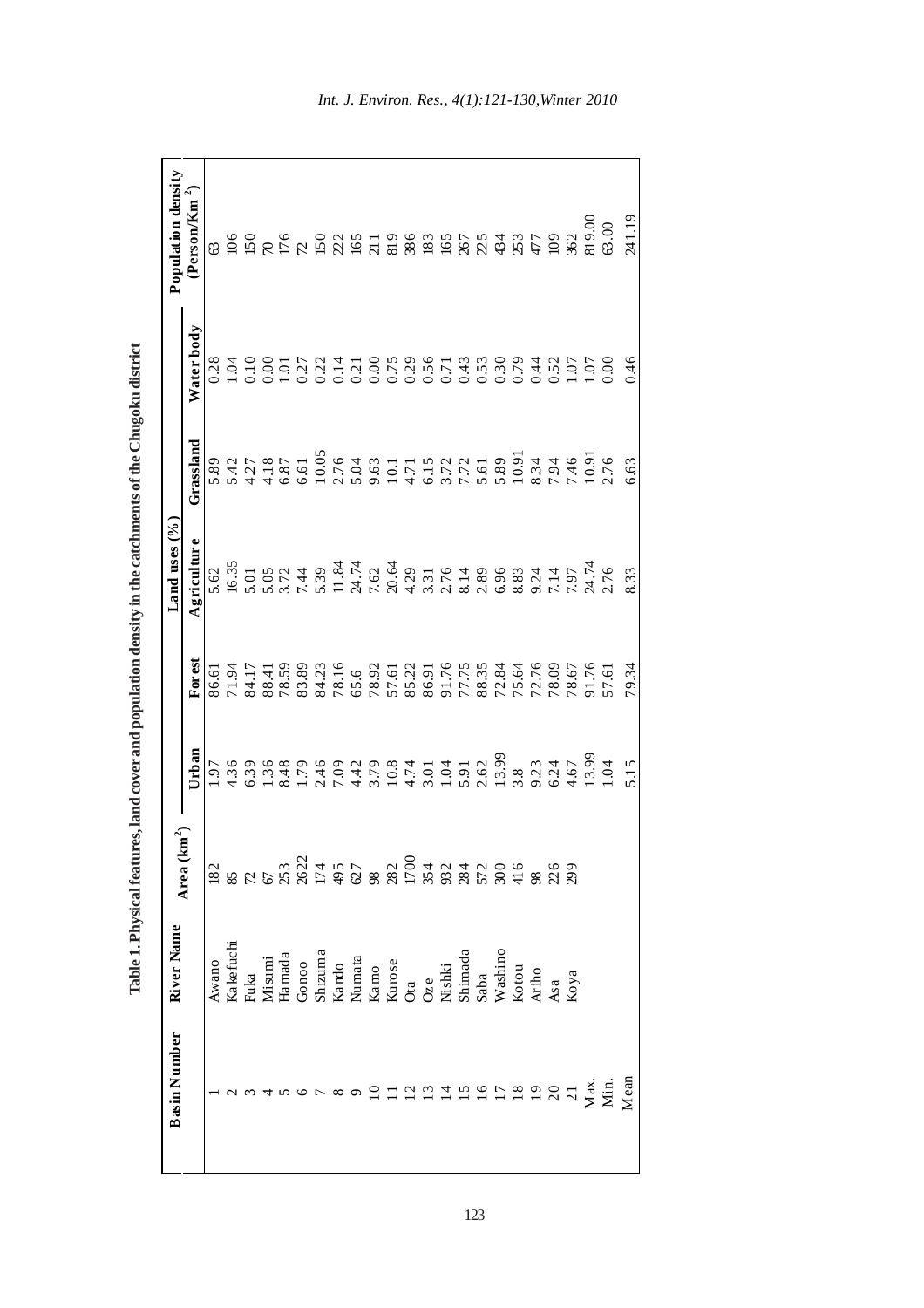**Table 1. Physical features, land cover and population density in the catchments of the Chugoku district**

| Basin Number | River Name | Area ($km^2$) | Land uses (%) | | | | | Population density ($Person/Km^2$) |
|---|---|---|---|---|---|---|---|---|
| | | | Urban | Forest | Agriculture | Grassland | Water body | |
| 1 | Awano | 182 | 1.97 | 86.61 | 5.62 | 5.89 | 0.28 | 63 |
| 2 | Kakefuchi | 85 | 4.36 | 71.94 | 16.35 | 5.42 | 1.04 | 106 |
| 3 | Fuka | 72 | 6.39 | 84.17 | 5.01 | 4.27 | 0.10 | 150 |
| 4 | Misumi | 67 | 1.36 | 88.41 | 5.05 | 4.18 | 0.00 | 70 |
| 5 | Hamada | 253 | 8.48 | 78.59 | 3.72 | 6.87 | 1.01 | 176 |
| 6 | Gonoo | 2622 | 1.79 | 83.89 | 7.44 | 6.61 | 0.27 | 72 |
| 7 | Shizuma | 174 | 2.46 | 84.23 | 5.39 | 10.05 | 0.22 | 150 |
| 8 | Kando | 495 | 7.09 | 78.16 | 11.84 | 2.76 | 0.14 | 222 |
| 9 | Numata | 627 | 4.42 | 65.6 | 24.74 | 5.04 | 0.21 | 165 |
| 10 | Kamo | 98 | 3.79 | 78.92 | 7.62 | 9.63 | 0.00 | 211 |
| 11 | Kurose | 282 | 10.8 | 57.61 | 20.64 | 10.1 | 0.75 | 819 |
| 12 | Ota | 1700 | 4.74 | 85.22 | 4.29 | 4.71 | 0.29 | 386 |
| 13 | Oze | 354 | 3.01 | 86.91 | 3.31 | 6.15 | 0.56 | 183 |
| 14 | Nishki | 932 | 1.04 | 91.76 | 2.76 | 3.72 | 0.71 | 165 |
| 15 | Shimada | 284 | 5.91 | 77.75 | 8.14 | 7.72 | 0.43 | 267 |
| 16 | Saba | 572 | 2.62 | 88.35 | 2.89 | 5.61 | 0.53 | 225 |
| 17 | Washino | 300 | 13.99 | 72.84 | 6.96 | 5.89 | 0.30 | 434 |
| 18 | Kotou | 416 | 3.8 | 75.64 | 8.83 | 10.91 | 0.79 | 253 |
| 19 | Ariho | 98 | 9.23 | 72.76 | 9.24 | 8.34 | 0.44 | 477 |
| 20 | Asa | 226 | 6.24 | 78.09 | 7.14 | 7.94 | 0.52 | 109 |
| 21 | Koya | 299 | 4.67 | 78.67 | 7.97 | 7.46 | 1.07 | 362 |
| Max. | | | 13.99 | 91.76 | 24.74 | 10.91 | 1.07 | 819.00 |
| Min. | | | 1.04 | 57.61 | 2.76 | 2.76 | 0.00 | 63.00 |
| Mean | | | 5.15 | 79.34 | 8.33 | 6.63 | 0.46 | 241.19 |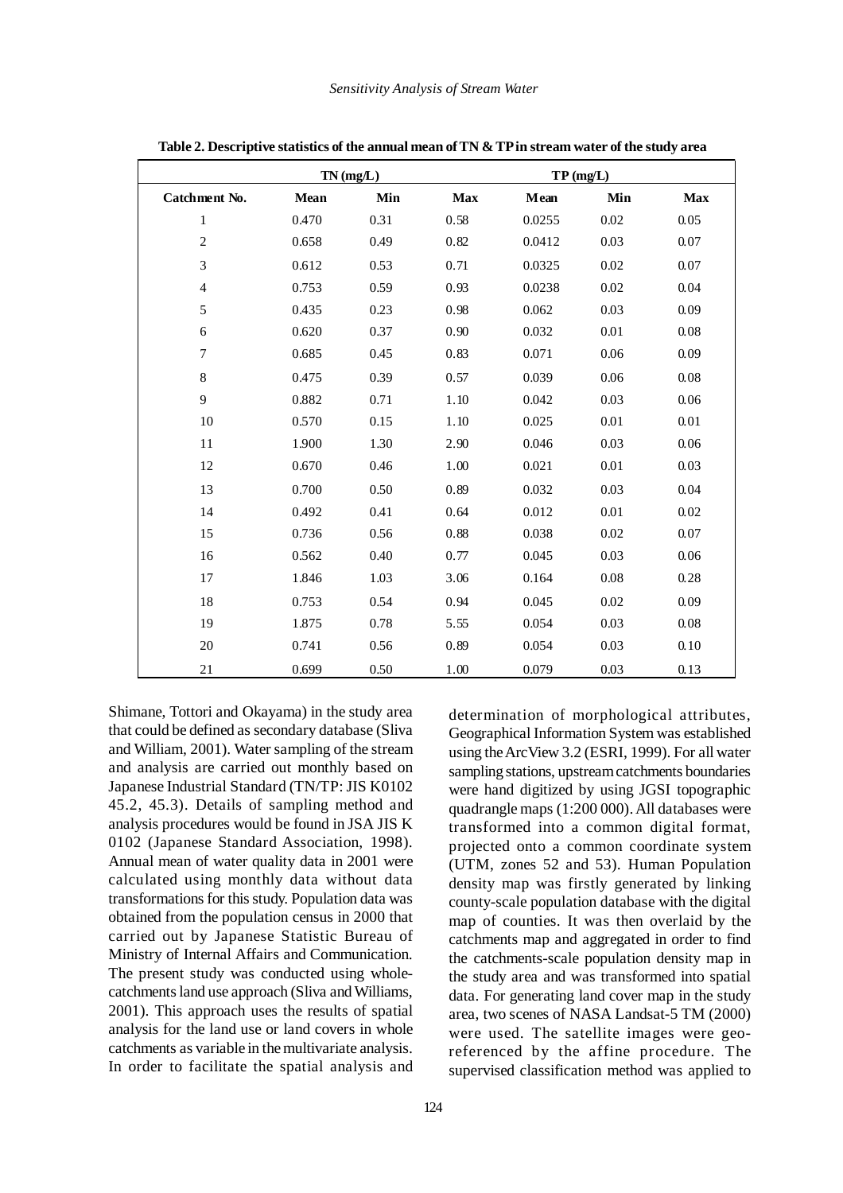**Table 2. Descriptive statistics of the annual mean of TN & TP in stream water of the study area**

| | TN (mg/L) | | | TP (mg/L) | | |
|---|---|---|---|---|---|---|
| Catchment No. | Mean | Min | Max | Mean | Min | Max |
| 1 | 0.470 | 0.31 | 0.58 | 0.0255 | 0.02 | 0.05 |
| 2 | 0.658 | 0.49 | 0.82 | 0.0412 | 0.03 | 0.07 |
| 3 | 0.612 | 0.53 | 0.71 | 0.0325 | 0.02 | 0.07 |
| 4 | 0.753 | 0.59 | 0.93 | 0.0238 | 0.02 | 0.04 |
| 5 | 0.435 | 0.23 | 0.98 | 0.062 | 0.03 | 0.09 |
| 6 | 0.620 | 0.37 | 0.90 | 0.032 | 0.01 | 0.08 |
| 7 | 0.685 | 0.45 | 0.83 | 0.071 | 0.06 | 0.09 |
| 8 | 0.475 | 0.39 | 0.57 | 0.039 | 0.06 | 0.08 |
| 9 | 0.882 | 0.71 | 1.10 | 0.042 | 0.03 | 0.06 |
| 10 | 0.570 | 0.15 | 1.10 | 0.025 | 0.01 | 0.01 |
| 11 | 1.900 | 1.30 | 2.90 | 0.046 | 0.03 | 0.06 |
| 12 | 0.670 | 0.46 | 1.00 | 0.021 | 0.01 | 0.03 |
| 13 | 0.700 | 0.50 | 0.89 | 0.032 | 0.03 | 0.04 |
| 14 | 0.492 | 0.41 | 0.64 | 0.012 | 0.01 | 0.02 |
| 15 | 0.736 | 0.56 | 0.88 | 0.038 | 0.02 | 0.07 |
| 16 | 0.562 | 0.40 | 0.77 | 0.045 | 0.03 | 0.06 |
| 17 | 1.846 | 1.03 | 3.06 | 0.164 | 0.08 | 0.28 |
| 18 | 0.753 | 0.54 | 0.94 | 0.045 | 0.02 | 0.09 |
| 19 | 1.875 | 0.78 | 5.55 | 0.054 | 0.03 | 0.08 |
| 20 | 0.741 | 0.56 | 0.89 | 0.054 | 0.03 | 0.10 |
| 21 | 0.699 | 0.50 | 1.00 | 0.079 | 0.03 | 0.13 |

Shimane, Tottori and Okayama) in the study area that could be defined as secondary database (Sliva and William, 2001). Water sampling of the stream and analysis are carried out monthly based on Japanese Industrial Standard (TN/TP: JIS K0102 45.2, 45.3). Details of sampling method and analysis procedures would be found in JSA JIS K 0102 (Japanese Standard Association, 1998). Annual mean of water quality data in 2001 were calculated using monthly data without data transformations for this study. Population data was obtained from the population census in 2000 that carried out by Japanese Statistic Bureau of Ministry of Internal Affairs and Communication. The present study was conducted using whole-catchments land use approach (Sliva and Williams, 2001). This approach uses the results of spatial analysis for the land use or land covers in whole catchments as variable in the multivariate analysis. In order to facilitate the spatial analysis and determination of morphological attributes, Geographical Information System was established using the ArcView 3.2 (ESRI, 1999). For all water sampling stations, upstream catchments boundaries were hand digitized by using JGSI topographic quadrangle maps (1:200 000). All databases were transformed into a common digital format, projected onto a common coordinate system (UTM, zones 52 and 53). Human Population density map was firstly generated by linking county-scale population database with the digital map of counties. It was then overlaid by the catchments map and aggregated in order to find the catchments-scale population density map in the study area and was transformed into spatial data. For generating land cover map in the study area, two scenes of NASA Landsat-5 TM (2000) were used. The satellite images were geo-referenced by the affine procedure. The supervised classification method was applied to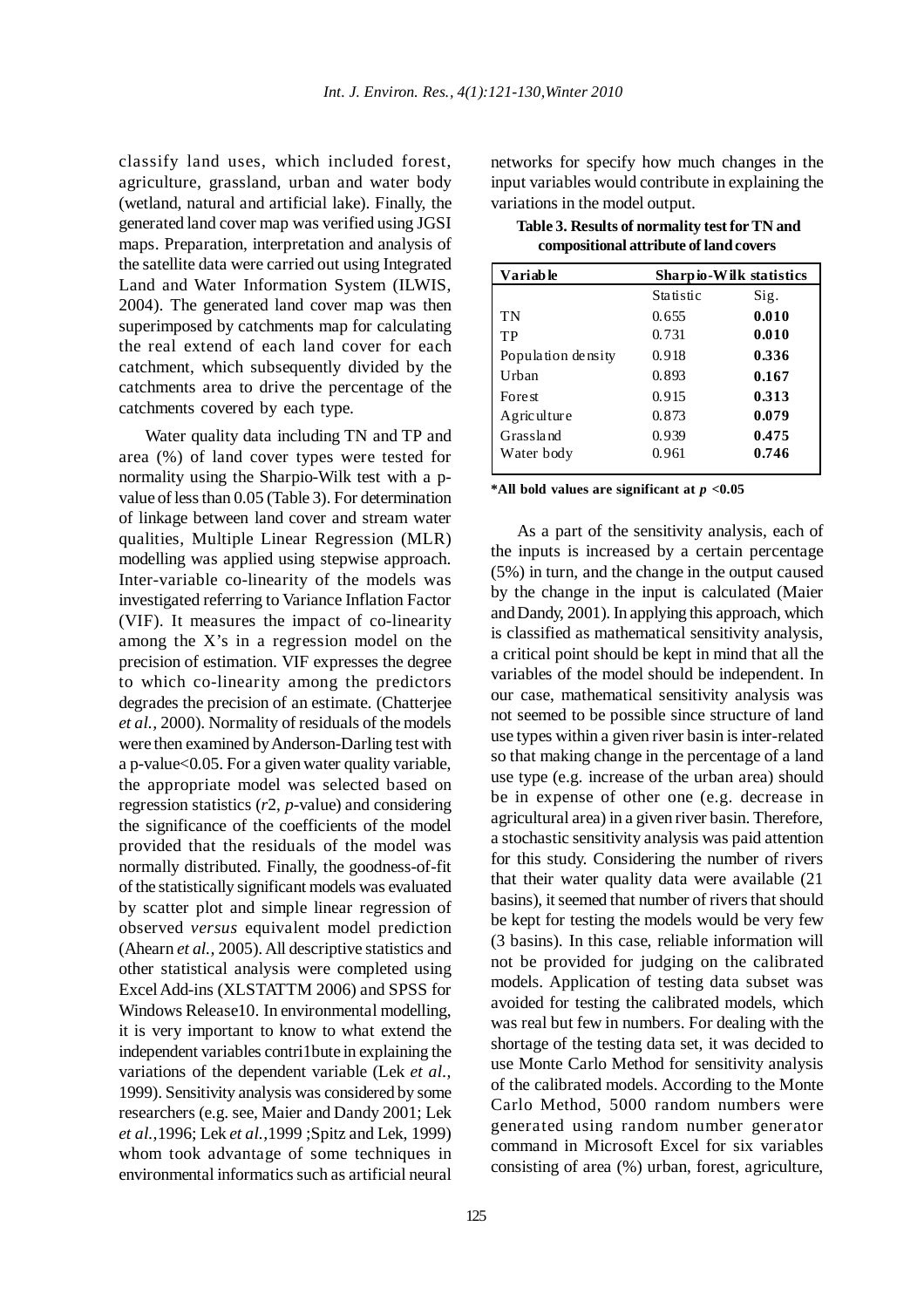classify land uses, which included forest, agriculture, grassland, urban and water body (wetland, natural and artificial lake). Finally, the generated land cover map was verified using JGSI maps. Preparation, interpretation and analysis of the satellite data were carried out using Integrated Land and Water Information System (ILWIS, 2004). The generated land cover map was then superimposed by catchments map for calculating the real extend of each land cover for each catchment, which subsequently divided by the catchments area to drive the percentage of the catchments covered by each type.

Water quality data including TN and TP and area (%) of land cover types were tested for normality using the Sharpio-Wilk test with a p-value of less than 0.05 (Table 3). For determination of linkage between land cover and stream water qualities, Multiple Linear Regression (MLR) modelling was applied using stepwise approach. Inter-variable co-linearity of the models was investigated referring to Variance Inflation Factor (VIF). It measures the impact of co-linearity among the X's in a regression model on the precision of estimation. VIF expresses the degree to which co-linearity among the predictors degrades the precision of an estimate. (Chatterjee *et al.*, 2000). Normality of residuals of the models were then examined by Anderson-Darling test with a p-value<0.05. For a given water quality variable, the appropriate model was selected based on regression statistics ($r2$, $p$-value) and considering the significance of the coefficients of the model provided that the residuals of the model was normally distributed. Finally, the goodness-of-fit of the statistically significant models was evaluated by scatter plot and simple linear regression of observed *versus* equivalent model prediction (Ahearn *et al.*, 2005). All descriptive statistics and other statistical analysis were completed using Excel Add-ins (XLSTATTM 2006) and SPSS for Windows Release10. In environmental modelling, it is very important to know to what extend the independent variables contri1bute in explaining the variations of the dependent variable (Lek *et al.*, 1999). Sensitivity analysis was considered by some researchers (e.g. see, Maier and Dandy 2001; Lek *et al.*,1996; Lek *et al.*,1999 ;Spitz and Lek, 1999) whom took advantage of some techniques in environmental informatics such as artificial neural networks for specify how much changes in the input variables would contribute in explaining the variations in the model output.

**Table 3. Results of normality test for TN and compositional attribute of land covers**

| Variable | Sharpio-Wilk statistics | |
|---|---|---|
| | Statistic | Sig. |
| TN | 0.655 | **0.010** |
| TP | 0.731 | **0.010** |
| Population density | 0.918 | **0.336** |
| Urban | 0.893 | **0.167** |
| Forest | 0.915 | **0.313** |
| Agriculture | 0.873 | **0.079** |
| Grassland | 0.939 | **0.475** |
| Water body | 0.961 | **0.746** |

**\*All bold values are significant at $p$ <0.05**

As a part of the sensitivity analysis, each of the inputs is increased by a certain percentage (5%) in turn, and the change in the output caused by the change in the input is calculated (Maier and Dandy, 2001). In applying this approach, which is classified as mathematical sensitivity analysis, a critical point should be kept in mind that all the variables of the model should be independent. In our case, mathematical sensitivity analysis was not seemed to be possible since structure of land use types within a given river basin is inter-related so that making change in the percentage of a land use type (e.g. increase of the urban area) should be in expense of other one (e.g. decrease in agricultural area) in a given river basin. Therefore, a stochastic sensitivity analysis was paid attention for this study. Considering the number of rivers that their water quality data were available (21 basins), it seemed that number of rivers that should be kept for testing the models would be very few (3 basins). In this case, reliable information will not be provided for judging on the calibrated models. Application of testing data subset was avoided for testing the calibrated models, which was real but few in numbers. For dealing with the shortage of the testing data set, it was decided to use Monte Carlo Method for sensitivity analysis of the calibrated models. According to the Monte Carlo Method, 5000 random numbers were generated using random number generator command in Microsoft Excel for six variables consisting of area (%) urban, forest, agriculture,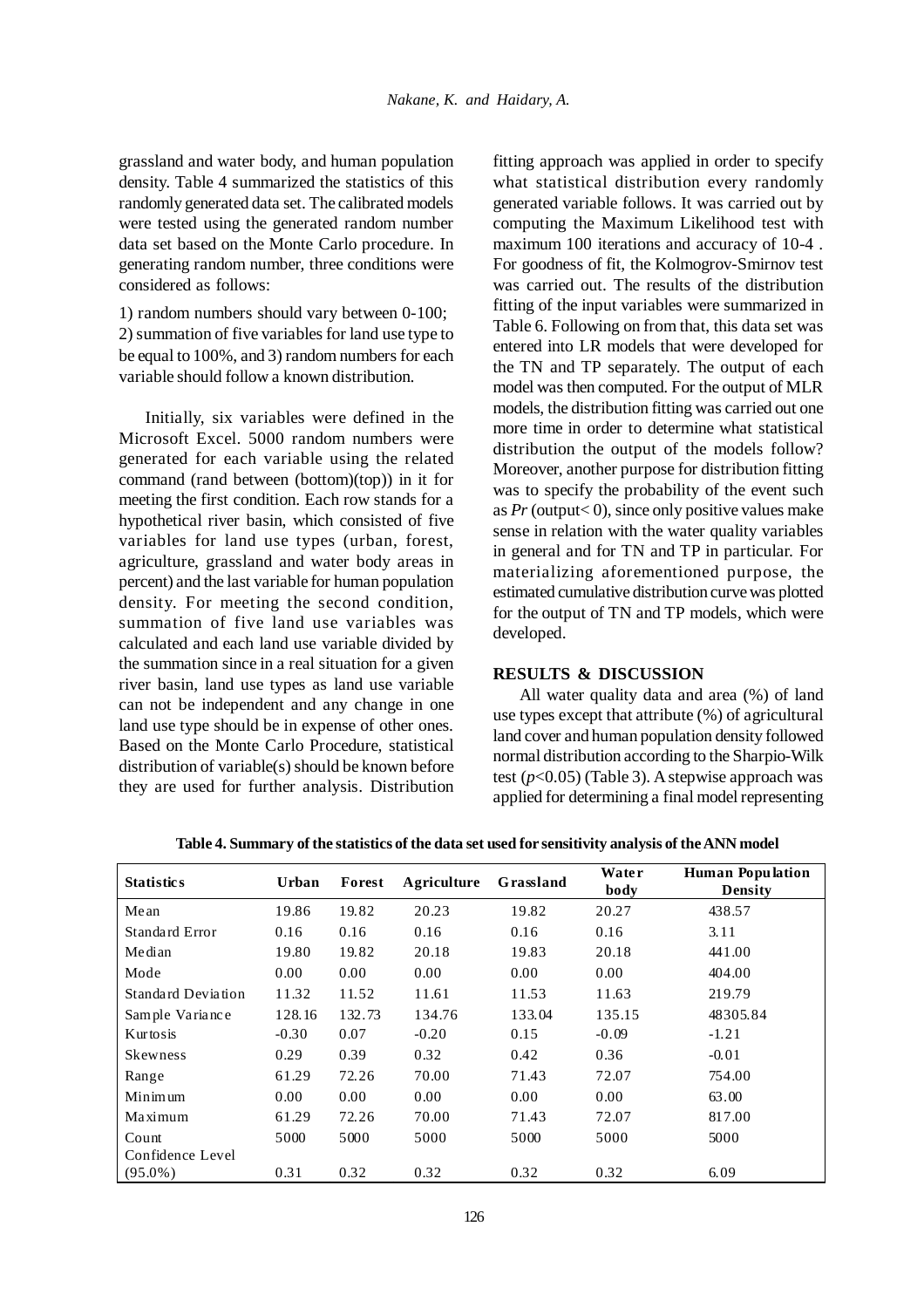grassland and water body, and human population density. Table 4 summarized the statistics of this randomly generated data set. The calibrated models were tested using the generated random number data set based on the Monte Carlo procedure. In generating random number, three conditions were considered as follows:

1) random numbers should vary between 0-100;
2) summation of five variables for land use type to be equal to 100%, and 3) random numbers for each variable should follow a known distribution.

Initially, six variables were defined in the Microsoft Excel. 5000 random numbers were generated for each variable using the related command (rand between (bottom)(top)) in it for meeting the first condition. Each row stands for a hypothetical river basin, which consisted of five variables for land use types (urban, forest, agriculture, grassland and water body areas in percent) and the last variable for human population density. For meeting the second condition, summation of five land use variables was calculated and each land use variable divided by the summation since in a real situation for a given river basin, land use types as land use variable can not be independent and any change in one land use type should be in expense of other ones. Based on the Monte Carlo Procedure, statistical distribution of variable(s) should be known before they are used for further analysis. Distribution fitting approach was applied in order to specify what statistical distribution every randomly generated variable follows. It was carried out by computing the Maximum Likelihood test with maximum 100 iterations and accuracy of 10-4 . For goodness of fit, the Kolmogrov-Smirnov test was carried out. The results of the distribution fitting of the input variables were summarized in Table 6. Following on from that, this data set was entered into LR models that were developed for the TN and TP separately. The output of each model was then computed. For the output of MLR models, the distribution fitting was carried out one more time in order to determine what statistical distribution the output of the models follow? Moreover, another purpose for distribution fitting was to specify the probability of the event such as *Pr* (output< 0), since only positive values make sense in relation with the water quality variables in general and for TN and TP in particular. For materializing aforementioned purpose, the estimated cumulative distribution curve was plotted for the output of TN and TP models, which were developed.

## RESULTS & DISCUSSION

All water quality data and area (%) of land use types except that attribute (%) of agricultural land cover and human population density followed normal distribution according to the Sharpio-Wilk test ($p$<0.05) (Table 3). A stepwise approach was applied for determining a final model representing

**Table 4. Summary of the statistics of the data set used for sensitivity analysis of the ANN model**

| Statistics | Urban | Forest | Agriculture | Grassland | Water body | Human Population Density |
|---|---|---|---|---|---|---|
| Mean | 19.86 | 19.82 | 20.23 | 19.82 | 20.27 | 438.57 |
| Standard Error | 0.16 | 0.16 | 0.16 | 0.16 | 0.16 | 3.11 |
| Median | 19.80 | 19.82 | 20.18 | 19.83 | 20.18 | 441.00 |
| Mode | 0.00 | 0.00 | 0.00 | 0.00 | 0.00 | 404.00 |
| Standard Deviation | 11.32 | 11.52 | 11.61 | 11.53 | 11.63 | 219.79 |
| Sample Variance | 128.16 | 132.73 | 134.76 | 133.04 | 135.15 | 48305.84 |
| Kurtosis | -0.30 | 0.07 | -0.20 | 0.15 | -0.09 | -1.21 |
| Skewness | 0.29 | 0.39 | 0.32 | 0.42 | 0.36 | -0.01 |
| Range | 61.29 | 72.26 | 70.00 | 71.43 | 72.07 | 754.00 |
| Minimum | 0.00 | 0.00 | 0.00 | 0.00 | 0.00 | 63.00 |
| Maximum | 61.29 | 72.26 | 70.00 | 71.43 | 72.07 | 817.00 |
| Count | 5000 | 5000 | 5000 | 5000 | 5000 | 5000 |
| Confidence Level (95.0%) | 0.31 | 0.32 | 0.32 | 0.32 | 0.32 | 6.09 |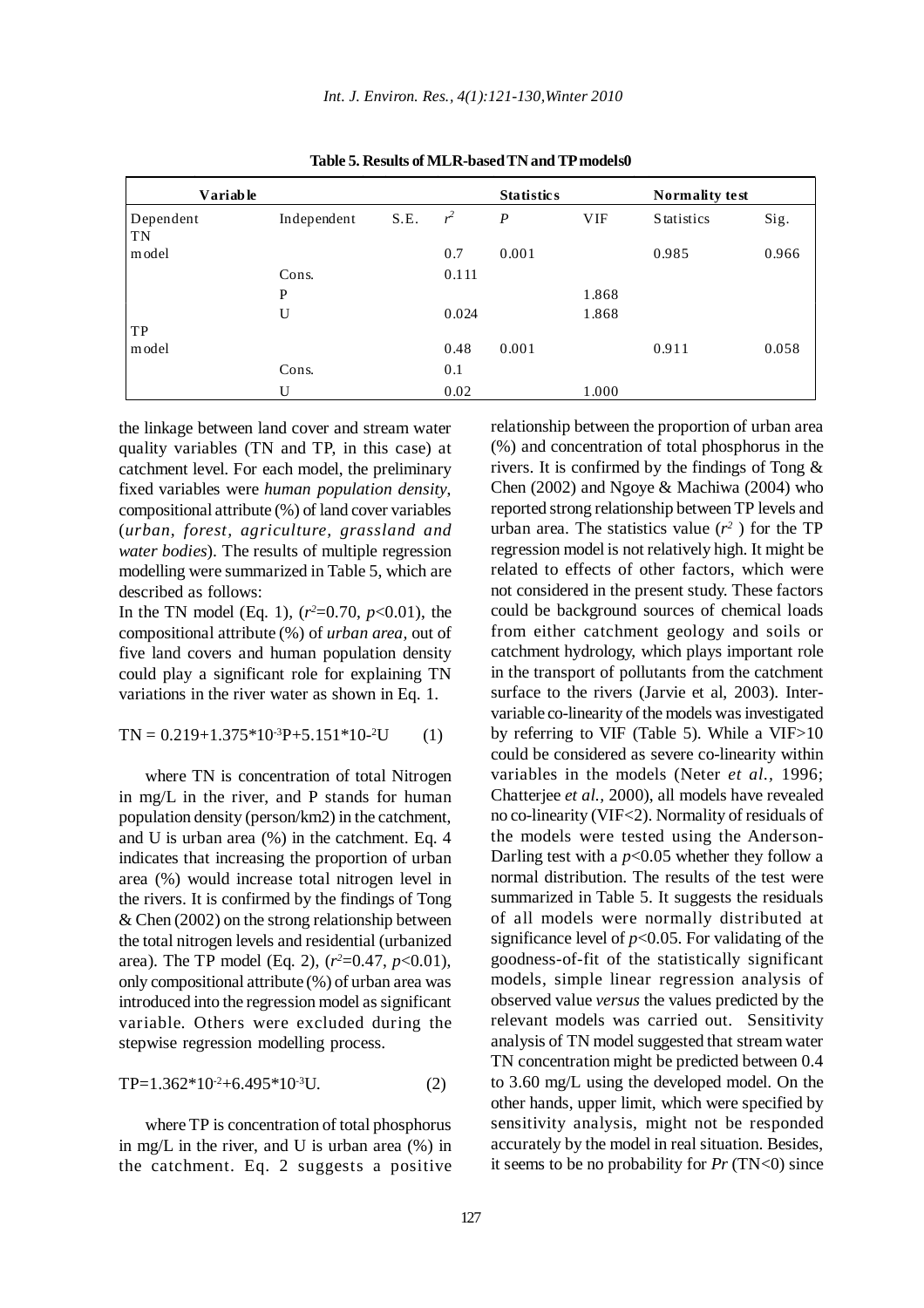**Table 5. Results of MLR-based TN and TP models0**

| Variable | | | Statistics | | | Normality test | |
|---|---|---|---|---|---|---|---|
| Dependent | Independent | S.E. | $r^2$ | $P$ | VIF | Statistics | Sig. |
| TN model | | | 0.7 | 0.001 | | 0.985 | 0.966 |
| | Cons. | | 0.111 | | | | |
| | P | | | | 1.868 | | |
| | U | | 0.024 | | 1.868 | | |
| TP model | | | 0.48 | 0.001 | | 0.911 | 0.058 |
| | Cons. | | 0.1 | | | | |
| | U | | 0.02 | | 1.000 | | |

the linkage between land cover and stream water quality variables (TN and TP, in this case) at catchment level. For each model, the preliminary fixed variables were *human population density*, compositional attribute (%) of land cover variables (*urban, forest, agriculture, grassland and water bodies*). The results of multiple regression modelling were summarized in Table 5, which are described as follows:

In the TN model (Eq. 1), ($r^2$=0.70, $p$<0.01), the compositional attribute (%) of *urban area*, out of five land covers and human population density could play a significant role for explaining TN variations in the river water as shown in Eq. 1.

$$TN = 0.219+1.375*10^{-3}P+5.151*10^{-2}U \qquad (1)$$

where TN is concentration of total Nitrogen in mg/L in the river, and P stands for human population density (person/km2) in the catchment, and U is urban area (%) in the catchment. Eq. 4 indicates that increasing the proportion of urban area (%) would increase total nitrogen level in the rivers. It is confirmed by the findings of Tong & Chen (2002) on the strong relationship between the total nitrogen levels and residential (urbanized area). The TP model (Eq. 2), ($r^2$=0.47, $p$<0.01), only compositional attribute (%) of urban area was introduced into the regression model as significant variable. Others were excluded during the stepwise regression modelling process.

$$TP=1.362*10^{-2}+6.495*10^{-3}U. \qquad (2)$$

where TP is concentration of total phosphorus in mg/L in the river, and U is urban area (%) in the catchment. Eq. 2 suggests a positive relationship between the proportion of urban area (%) and concentration of total phosphorus in the rivers. It is confirmed by the findings of Tong & Chen (2002) and Ngoye & Machiwa (2004) who reported strong relationship between TP levels and urban area. The statistics value ($r^2$ ) for the TP regression model is not relatively high. It might be related to effects of other factors, which were not considered in the present study. These factors could be background sources of chemical loads from either catchment geology and soils or catchment hydrology, which plays important role in the transport of pollutants from the catchment surface to the rivers (Jarvie et al, 2003). Inter-variable co-linearity of the models was investigated by referring to VIF (Table 5). While a VIF>10 could be considered as severe co-linearity within variables in the models (Neter *et al.*, 1996; Chatterjee *et al.*, 2000), all models have revealed no co-linearity (VIF<2). Normality of residuals of the models were tested using the Anderson-Darling test with a $p$<0.05 whether they follow a normal distribution. The results of the test were summarized in Table 5. It suggests the residuals of all models were normally distributed at significance level of $p$<0.05. For validating of the goodness-of-fit of the statistically significant models, simple linear regression analysis of observed value *versus* the values predicted by the relevant models was carried out. Sensitivity analysis of TN model suggested that stream water TN concentration might be predicted between 0.4 to 3.60 mg/L using the developed model. On the other hands, upper limit, which were specified by sensitivity analysis, might not be responded accurately by the model in real situation. Besides, it seems to be no probability for *Pr* (TN<0) since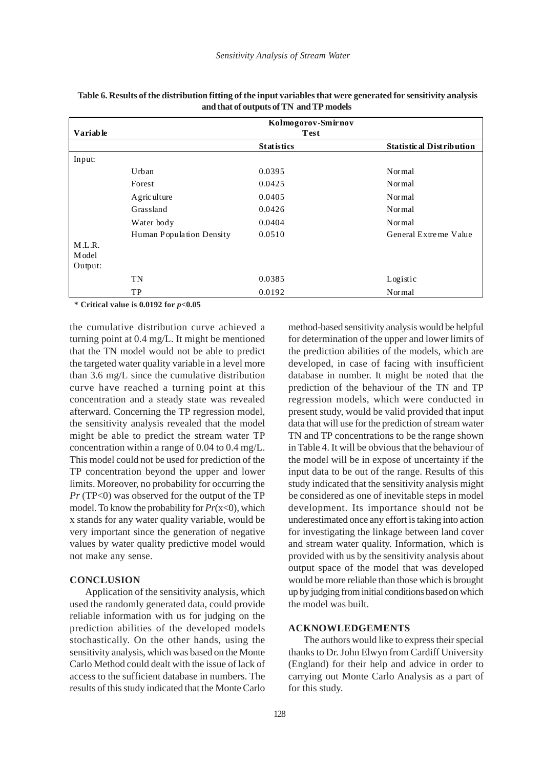**Table 6. Results of the distribution fitting of the input variables that were generated for sensitivity analysis and that of outputs of TN and TP models**

| Variable | | Kolmogorov-Smirnov Test | |
|---|---|---|---|
| | | Statistics | Statistical Distribution |
| Input: | | | |
| | Urban | 0.0395 | Normal |
| | Forest | 0.0425 | Normal |
| | Agriculture | 0.0405 | Normal |
| | Grassland | 0.0426 | Normal |
| | Water body | 0.0404 | Normal |
| | Human Population Density | 0.0510 | General Extreme Value |
| M.L.R. Model Output: | | | |
| | TN | 0.0385 | Logistic |
| | TP | 0.0192 | Normal |

**\* Critical value is 0.0192 for $p<0.05$**

the cumulative distribution curve achieved a turning point at 0.4 mg/L. It might be mentioned that the TN model would not be able to predict the targeted water quality variable in a level more than 3.6 mg/L since the cumulative distribution curve have reached a turning point at this concentration and a steady state was revealed afterward. Concerning the TP regression model, the sensitivity analysis revealed that the model might be able to predict the stream water TP concentration within a range of 0.04 to 0.4 mg/L. This model could not be used for prediction of the TP concentration beyond the upper and lower limits. Moreover, no probability for occurring the $Pr$ (TP<0) was observed for the output of the TP model. To know the probability for $Pr(x<0)$, which x stands for any water quality variable, would be very important since the generation of negative values by water quality predictive model would not make any sense.

## CONCLUSION

Application of the sensitivity analysis, which used the randomly generated data, could provide reliable information with us for judging on the prediction abilities of the developed models stochastically. On the other hands, using the sensitivity analysis, which was based on the Monte Carlo Method could dealt with the issue of lack of access to the sufficient database in numbers. The results of this study indicated that the Monte Carlo method-based sensitivity analysis would be helpful for determination of the upper and lower limits of the prediction abilities of the models, which are developed, in case of facing with insufficient database in number. It might be noted that the prediction of the behaviour of the TN and TP regression models, which were conducted in present study, would be valid provided that input data that will use for the prediction of stream water TN and TP concentrations to be the range shown in Table 4. It will be obvious that the behaviour of the model will be in expose of uncertainty if the input data to be out of the range. Results of this study indicated that the sensitivity analysis might be considered as one of inevitable steps in model development. Its importance should not be underestimated once any effort is taking into action for investigating the linkage between land cover and stream water quality. Information, which is provided with us by the sensitivity analysis about output space of the model that was developed would be more reliable than those which is brought up by judging from initial conditions based on which the model was built.

## ACKNOWLEDGEMENTS

The authors would like to express their special thanks to Dr. John Elwyn from Cardiff University (England) for their help and advice in order to carrying out Monte Carlo Analysis as a part of for this study.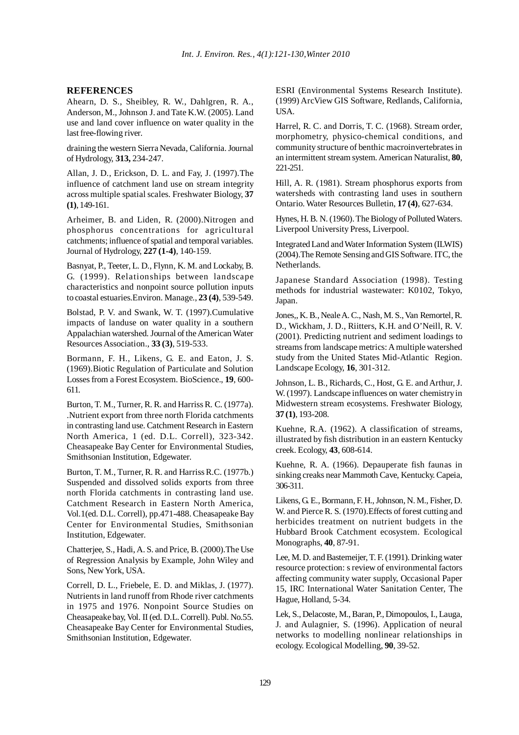## REFERENCES

Ahearn, D. S., Sheibley, R. W., Dahlgren, R. A., Anderson, M., Johnson J. and Tate K.W. (2005). Land use and land cover influence on water quality in the last free-flowing river.

draining the western Sierra Nevada, California. Journal of Hydrology, **313,** 234-247.

Allan, J. D., Erickson, D. L. and Fay, J. (1997).The influence of catchment land use on stream integrity across multiple spatial scales. Freshwater Biology, **37 (1)**, 149-161.

Arheimer, B. and Liden, R. (2000).Nitrogen and phosphorus concentrations for agricultural catchments; influence of spatial and temporal variables. Journal of Hydrology, **227 (1-4)**, 140-159.

Basnyat, P., Teeter, L. D., Flynn, K. M. and Lockaby, B. G. (1999). Relationships between landscape characteristics and nonpoint source pollution inputs to coastal estuaries.Environ. Manage., **23 (4)**, 539-549.

Bolstad, P. V. and Swank, W. T. (1997).Cumulative impacts of landuse on water quality in a southern Appalachian watershed. Journal of the American Water Resources Association., **33 (3)**, 519-533.

Bormann, F. H., Likens, G. E. and Eaton, J. S. (1969).Biotic Regulation of Particulate and Solution Losses from a Forest Ecosystem. BioScience., **19**, 600-611.

Burton, T. M., Turner, R. R. and Harriss R. C. (1977a). .Nutrient export from three north Florida catchments in contrasting land use. Catchment Research in Eastern North America, 1 (ed. D.L. Correll), 323-342. Cheasapeake Bay Center for Environmental Studies, Smithsonian Institution, Edgewater.

Burton, T. M., Turner, R. R. and Harriss R.C. (1977b.) Suspended and dissolved solids exports from three north Florida catchments in contrasting land use. Catchment Research in Eastern North America, Vol.1(ed. D.L. Correll), pp.471-488. Cheasapeake Bay Center for Environmental Studies, Smithsonian Institution, Edgewater.

Chatterjee, S., Hadi, A. S. and Price, B. (2000).The Use of Regression Analysis by Example, John Wiley and Sons, New York, USA.

Correll, D. L., Friebele, E. D. and Miklas, J. (1977). Nutrients in land runoff from Rhode river catchments in 1975 and 1976. Nonpoint Source Studies on Cheasapeake bay, Vol. II (ed. D.L. Correll). Publ. No.55. Cheasapeake Bay Center for Environmental Studies, Smithsonian Institution, Edgewater.

ESRI (Environmental Systems Research Institute). (1999) ArcView GIS Software, Redlands, California, USA.

Harrel, R. C. and Dorris, T. C. (1968). Stream order, morphometry, physico-chemical conditions, and community structure of benthic macroinvertebrates in an intermittent stream system. American Naturalist, **80**, 221-251.

Hill, A. R. (1981). Stream phosphorus exports from watersheds with contrasting land uses in southern Ontario. Water Resources Bulletin, **17 (4)**, 627-634.

Hynes, H. B. N. (1960). The Biology of Polluted Waters. Liverpool University Press, Liverpool.

Integrated Land and Water Information System (ILWIS) (2004).The Remote Sensing and GIS Software. ITC, the Netherlands.

Japanese Standard Association (1998). Testing methods for industrial wastewater: K0102, Tokyo, Japan.

Jones,, K. B., Neale A. C., Nash, M. S., Van Remortel, R. D., Wickham, J. D., Riitters, K.H. and O'Neill, R. V. (2001). Predicting nutrient and sediment loadings to streams from landscape metrics: A multiple watershed study from the United States Mid-Atlantic Region. Landscape Ecology, **16**, 301-312.

Johnson, L. B., Richards, C., Host, G. E. and Arthur, J. W. (1997). Landscape influences on water chemistry in Midwestern stream ecosystems. Freshwater Biology, **37 (1)**, 193-208.

Kuehne, R.A. (1962). A classification of streams, illustrated by fish distribution in an eastern Kentucky creek. Ecology, **43**, 608-614.

Kuehne, R. A. (1966). Depauperate fish faunas in sinking creaks near Mammoth Cave, Kentucky. Capeia, 306-311.

Likens, G. E., Bormann, F. H., Johnson, N. M., Fisher, D. W. and Pierce R. S. (1970).Effects of forest cutting and herbicides treatment on nutrient budgets in the Hubbard Brook Catchment ecosystem. Ecological Monographs, **40**, 87-91.

Lee, M. D. and Bastemeijer, T. F. (1991). Drinking water resource protection: s review of environmental factors affecting community water supply, Occasional Paper 15, IRC International Water Sanitation Center, The Hague, Holland, 5-34.

Lek, S., Delacoste, M., Baran, P., Dimopoulos, I., Lauga, J. and Aulagnier, S. (1996). Application of neural networks to modelling nonlinear relationships in ecology. Ecological Modelling, **90**, 39-52.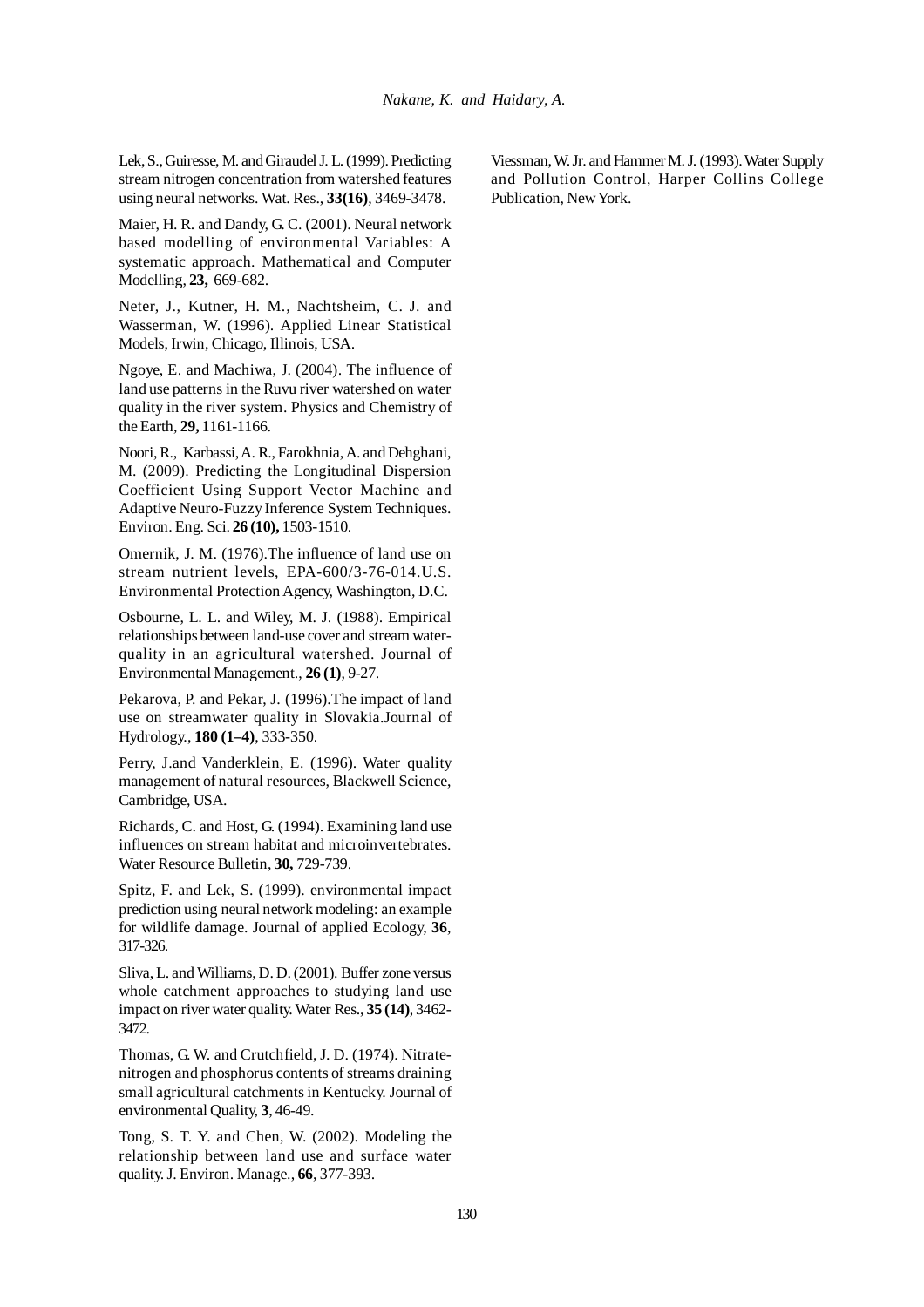Lek, S., Guiresse, M. and Giraudel J. L. (1999). Predicting stream nitrogen concentration from watershed features using neural networks. Wat. Res., **33(16)**, 3469-3478.

Maier, H. R. and Dandy, G. C. (2001). Neural network based modelling of environmental Variables: A systematic approach. Mathematical and Computer Modelling, **23,** 669-682.

Neter, J., Kutner, H. M., Nachtsheim, C. J. and Wasserman, W. (1996). Applied Linear Statistical Models, Irwin, Chicago, Illinois, USA.

Ngoye, E. and Machiwa, J. (2004). The influence of land use patterns in the Ruvu river watershed on water quality in the river system. Physics and Chemistry of the Earth, **29,** 1161-1166.

Noori, R., Karbassi, A. R., Farokhnia, A. and Dehghani, M. (2009). Predicting the Longitudinal Dispersion Coefficient Using Support Vector Machine and Adaptive Neuro-Fuzzy Inference System Techniques. Environ. Eng. Sci. **26 (10),** 1503-1510.

Omernik, J. M. (1976).The influence of land use on stream nutrient levels, EPA-600/3-76-014.U.S. Environmental Protection Agency, Washington, D.C.

Osbourne, L. L. and Wiley, M. J. (1988). Empirical relationships between land-use cover and stream water-quality in an agricultural watershed. Journal of Environmental Management., **26 (1)**, 9-27.

Pekarova, P. and Pekar, J. (1996).The impact of land use on streamwater quality in Slovakia.Journal of Hydrology., **180 (1–4)**, 333-350.

Perry, J.and Vanderklein, E. (1996). Water quality management of natural resources, Blackwell Science, Cambridge, USA.

Richards, C. and Host, G. (1994). Examining land use influences on stream habitat and microinvertebrates. Water Resource Bulletin, **30,** 729-739.

Spitz, F. and Lek, S. (1999). environmental impact prediction using neural network modeling: an example for wildlife damage. Journal of applied Ecology, **36**, 317-326.

Sliva, L. and Williams, D. D. (2001). Buffer zone versus whole catchment approaches to studying land use impact on river water quality. Water Res., **35 (14)**, 3462-3472.

Thomas, G. W. and Crutchfield, J. D. (1974). Nitrate-nitrogen and phosphorus contents of streams draining small agricultural catchments in Kentucky. Journal of environmental Quality, **3**, 46-49.

Tong, S. T. Y. and Chen, W. (2002). Modeling the relationship between land use and surface water quality. J. Environ. Manage., **66**, 377-393.

Viessman, W. Jr. and Hammer M. J. (1993). Water Supply and Pollution Control, Harper Collins College Publication, New York.